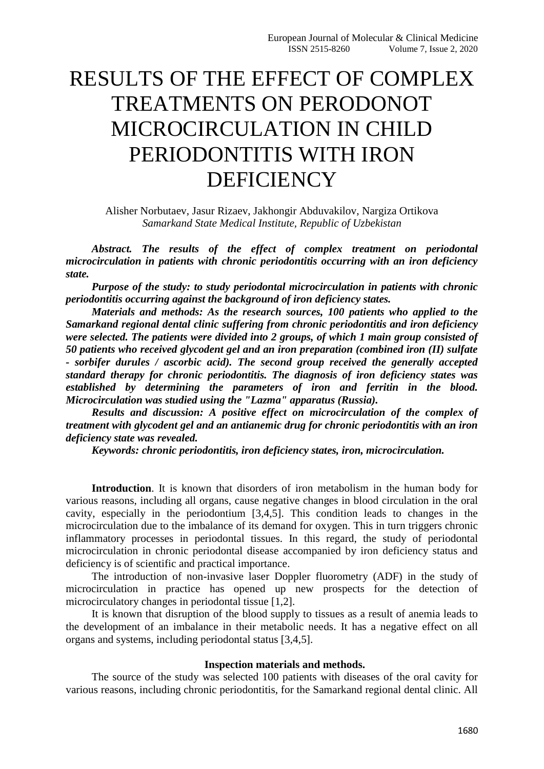# RESULTS OF THE EFFECT OF COMPLEX TREATMENTS ON PERODONOT MICROCIRCULATION IN CHILD PERIODONTITIS WITH IRON DEFICIENCY

Alisher Norbutaev, Jasur Rizaev, Jakhongir Abduvakilov, Nargiza Ortikova
*Samarkand State Medical Institute, Republic of Uzbekistan*

***Abstract. The results of the effect of complex treatment on periodontal microcirculation in patients with chronic periodontitis occurring with an iron deficiency state.***

***Purpose of the study: to study periodontal microcirculation in patients with chronic periodontitis occurring against the background of iron deficiency states.***

***Materials and methods: As the research sources, 100 patients who applied to the Samarkand regional dental clinic suffering from chronic periodontitis and iron deficiency were selected. The patients were divided into 2 groups, of which 1 main group consisted of 50 patients who received glycodent gel and an iron preparation (combined iron (II) sulfate - sorbifer durules / ascorbic acid). The second group received the generally accepted standard therapy for chronic periodontitis. The diagnosis of iron deficiency states was established by determining the parameters of iron and ferritin in the blood. Microcirculation was studied using the "Lazma" apparatus (Russia).***

***Results and discussion: A positive effect on microcirculation of the complex of treatment with glycodent gel and an antianemic drug for chronic periodontitis with an iron deficiency state was revealed.***

***Keywords: chronic periodontitis, iron deficiency states, iron, microcirculation.***

**Introduction**. It is known that disorders of iron metabolism in the human body for various reasons, including all organs, cause negative changes in blood circulation in the oral cavity, especially in the periodontium [3,4,5]. This condition leads to changes in the microcirculation due to the imbalance of its demand for oxygen. This in turn triggers chronic inflammatory processes in periodontal tissues. In this regard, the study of periodontal microcirculation in chronic periodontal disease accompanied by iron deficiency status and deficiency is of scientific and practical importance.

The introduction of non-invasive laser Doppler fluorometry (ADF) in the study of microcirculation in practice has opened up new prospects for the detection of microcirculatory changes in periodontal tissue [1,2].

It is known that disruption of the blood supply to tissues as a result of anemia leads to the development of an imbalance in their metabolic needs. It has a negative effect on all organs and systems, including periodontal status [3,4,5].

**Inspection materials and methods.**

The source of the study was selected 100 patients with diseases of the oral cavity for various reasons, including chronic periodontitis, for the Samarkand regional dental clinic. All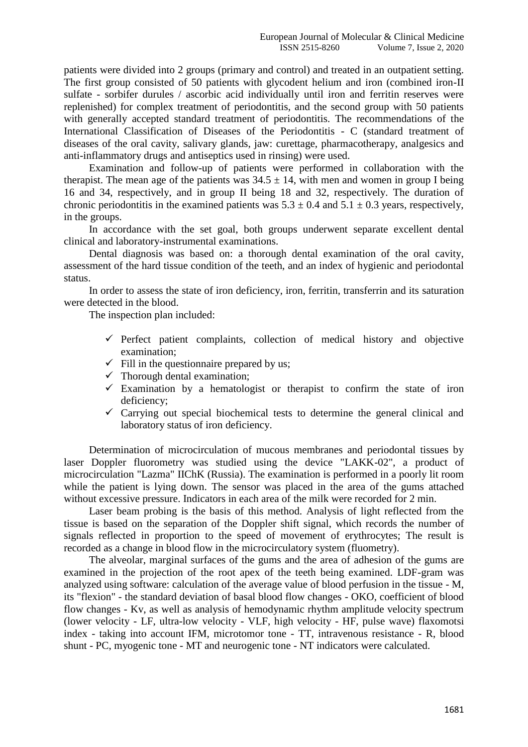patients were divided into 2 groups (primary and control) and treated in an outpatient setting. The first group consisted of 50 patients with glycodent helium and iron (combined iron-II sulfate - sorbifer durules / ascorbic acid individually until iron and ferritin reserves were replenished) for complex treatment of periodontitis, and the second group with 50 patients with generally accepted standard treatment of periodontitis. The recommendations of the International Classification of Diseases of the Periodontitis - C (standard treatment of diseases of the oral cavity, salivary glands, jaw: curettage, pharmacotherapy, analgesics and anti-inflammatory drugs and antiseptics used in rinsing) were used.

Examination and follow-up of patients were performed in collaboration with the therapist. The mean age of the patients was $34.5 \pm 14$, with men and women in group I being 16 and 34, respectively, and in group II being 18 and 32, respectively. The duration of chronic periodontitis in the examined patients was $5.3 \pm 0.4$ and $5.1 \pm 0.3$ years, respectively, in the groups.

In accordance with the set goal, both groups underwent separate excellent dental clinical and laboratory-instrumental examinations.

Dental diagnosis was based on: a thorough dental examination of the oral cavity, assessment of the hard tissue condition of the teeth, and an index of hygienic and periodontal status.

In order to assess the state of iron deficiency, iron, ferritin, transferrin and its saturation were detected in the blood.

The inspection plan included:

- ✓ Perfect patient complaints, collection of medical history and objective examination;
- ✓ Fill in the questionnaire prepared by us;
- ✓ Thorough dental examination;
- ✓ Examination by a hematologist or therapist to confirm the state of iron deficiency;
- ✓ Carrying out special biochemical tests to determine the general clinical and laboratory status of iron deficiency.

Determination of microcirculation of mucous membranes and periodontal tissues by laser Doppler fluorometry was studied using the device "LAKK-02", a product of microcirculation "Lazma" IIChK (Russia). The examination is performed in a poorly lit room while the patient is lying down. The sensor was placed in the area of the gums attached without excessive pressure. Indicators in each area of the milk were recorded for 2 min.

Laser beam probing is the basis of this method. Analysis of light reflected from the tissue is based on the separation of the Doppler shift signal, which records the number of signals reflected in proportion to the speed of movement of erythrocytes; The result is recorded as a change in blood flow in the microcirculatory system (fluometry).

The alveolar, marginal surfaces of the gums and the area of adhesion of the gums are examined in the projection of the root apex of the teeth being examined. LDF-gram was analyzed using software: calculation of the average value of blood perfusion in the tissue - M, its "flexion" - the standard deviation of basal blood flow changes - OKO, coefficient of blood flow changes - Kv, as well as analysis of hemodynamic rhythm amplitude velocity spectrum (lower velocity - LF, ultra-low velocity - VLF, high velocity - HF, pulse wave) flaxomotsi index - taking into account IFM, microtomor tone - TT, intravenous resistance - R, blood shunt - PC, myogenic tone - MT and neurogenic tone - NT indicators were calculated.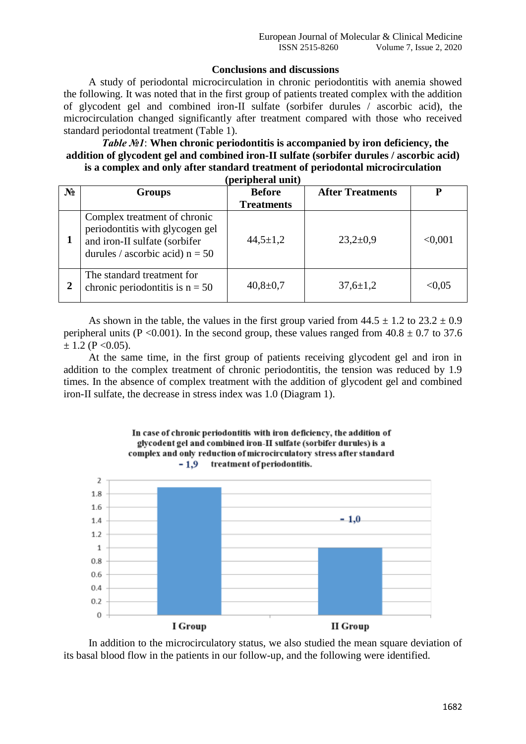### Conclusions and discussions

A study of periodontal microcirculation in chronic periodontitis with anemia showed the following. It was noted that in the first group of patients treated complex with the addition of glycodent gel and combined iron-II sulfate (sorbifer durules / ascorbic acid), the microcirculation changed significantly after treatment compared with those who received standard periodontal treatment (Table 1).

***Table №1*: When chronic periodontitis is accompanied by iron deficiency, the addition of glycodent gel and combined iron-II sulfate (sorbifer durules / ascorbic acid) is a complex and only after standard treatment of periodontal microcirculation (peripheral unit)**

| № | Groups | Before Treatments | After Treatments | P |
|---|---|---|---|---|
| **1** | Complex treatment of chronic periodontitis with glycogen gel and iron-II sulfate (sorbifer durules / ascorbic acid) n = 50 | 44,5±1,2 | 23,2±0,9 | <0,001 |
| **2** | The standard treatment for chronic periodontitis is n = 50 | 40,8±0,7 | 37,6±1,2 | <0,05 |

As shown in the table, the values in the first group varied from 44.5 ± 1.2 to 23.2 ± 0.9 peripheral units (P <0.001). In the second group, these values ranged from 40.8 ± 0.7 to 37.6 ± 1.2 (P <0.05).

At the same time, in the first group of patients receiving glycodent gel and iron in addition to the complex treatment of chronic periodontitis, the tension was reduced by 1.9 times. In the absence of complex treatment with the addition of glycodent gel and combined iron-II sulfate, the decrease in stress index was 1.0 (Diagram 1).

**In case of chronic periodontitis with iron deficiency, the addition of glycodent gel and combined iron-II sulfate (sorbifer durules) is a complex and only reduction of microcirculatory stress after standard treatment of periodontitis.**

In addition to the microcirculatory status, we also studied the mean square deviation of its basal blood flow in the patients in our follow-up, and the following were identified.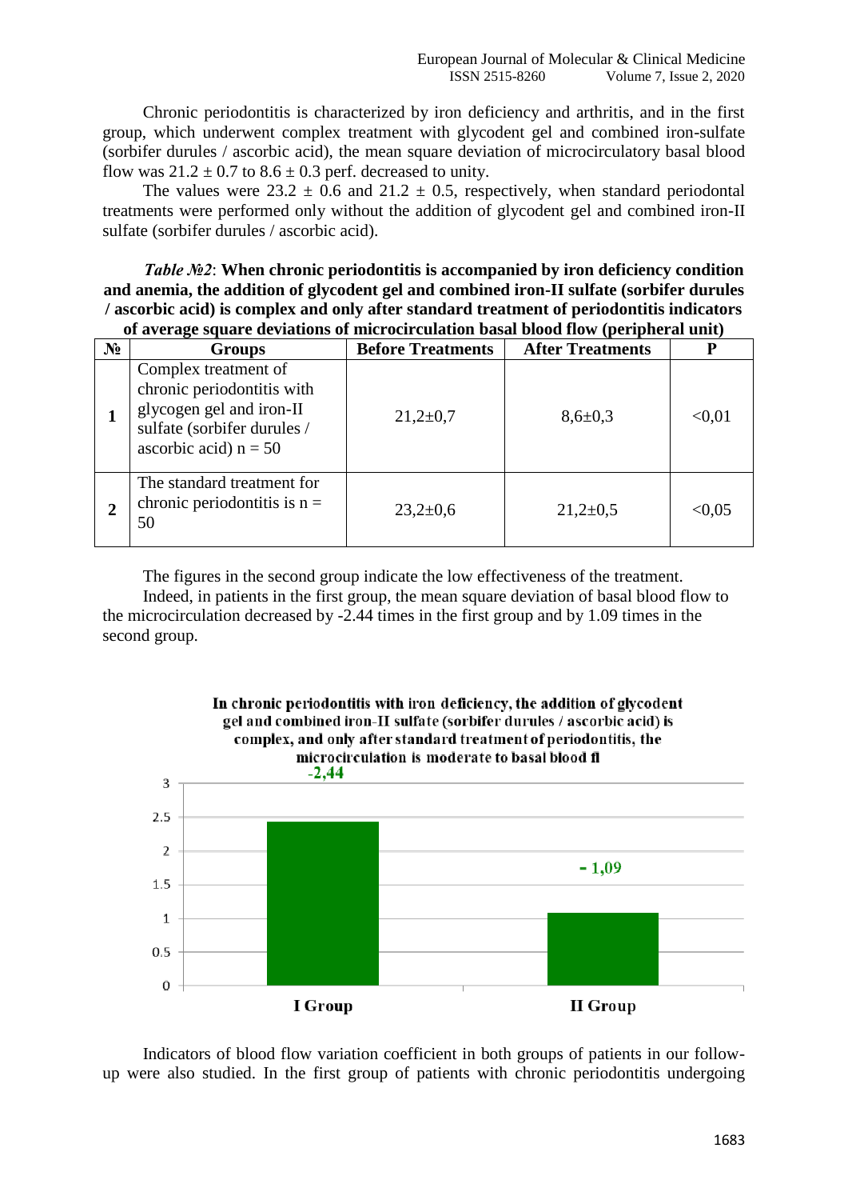Chronic periodontitis is characterized by iron deficiency and arthritis, and in the first group, which underwent complex treatment with glycodent gel and combined iron-sulfate (sorbifer durules / ascorbic acid), the mean square deviation of microcirculatory basal blood flow was $21.2 \pm 0.7$ to $8.6 \pm 0.3$ perf. decreased to unity.

The values were $23.2 \pm 0.6$ and $21.2 \pm 0.5$, respectively, when standard periodontal treatments were performed only without the addition of glycodent gel and combined iron-II sulfate (sorbifer durules / ascorbic acid).

***Table №2*: When chronic periodontitis is accompanied by iron deficiency condition and anemia, the addition of glycodent gel and combined iron-II sulfate (sorbifer durules / ascorbic acid) is complex and only after standard treatment of periodontitis indicators of average square deviations of microcirculation basal blood flow (peripheral unit)**

| № | Groups | Before Treatments | After Treatments | P |
|---|---|---|---|---|
| **1** | Complex treatment of chronic periodontitis with glycogen gel and iron-II sulfate (sorbifer durules / ascorbic acid) n = 50 | 21,2±0,7 | 8,6±0,3 | <0,01 |
| **2** | The standard treatment for chronic periodontitis is n = 50 | 23,2±0,6 | 21,2±0,5 | <0,05 |

The figures in the second group indicate the low effectiveness of the treatment.

Indeed, in patients in the first group, the mean square deviation of basal blood flow to the microcirculation decreased by -2.44 times in the first group and by 1.09 times in the second group.

**In chronic periodontitis with iron deficiency, the addition of glycodent gel and combined iron-II sulfate (sorbifer durules / ascorbic acid) is complex, and only after standard treatment of periodontitis, the microcirculation is moderate to basal blood fl**

Indicators of blood flow variation coefficient in both groups of patients in our follow-up were also studied. In the first group of patients with chronic periodontitis undergoing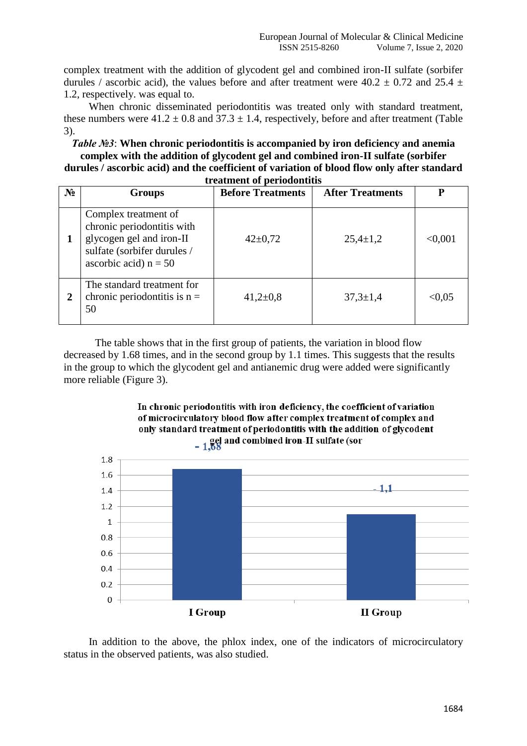complex treatment with the addition of glycodent gel and combined iron-II sulfate (sorbifer durules / ascorbic acid), the values before and after treatment were 40.2 ± 0.72 and 25.4 ± 1.2, respectively. was equal to.

When chronic disseminated periodontitis was treated only with standard treatment, these numbers were 41.2 ± 0.8 and 37.3 ± 1.4, respectively, before and after treatment (Table 3).

***Table №3*: When chronic periodontitis is accompanied by iron deficiency and anemia complex with the addition of glycodent gel and combined iron-II sulfate (sorbifer durules / ascorbic acid) and the coefficient of variation of blood flow only after standard treatment of periodontitis**

| № | Groups | Before Treatments | After Treatments | P |
|---|---|---|---|---|
| 1 | Complex treatment of chronic periodontitis with glycogen gel and iron-II sulfate (sorbifer durules / ascorbic acid) n = 50 | 42±0,72 | 25,4±1,2 | <0,001 |
| 2 | The standard treatment for chronic periodontitis is n = 50 | 41,2±0,8 | 37,3±1,4 | <0,05 |

The table shows that in the first group of patients, the variation in blood flow decreased by 1.68 times, and in the second group by 1.1 times. This suggests that the results in the group to which the glycodent gel and antianemic drug were added were significantly more reliable (Figure 3).

**In chronic periodontitis with iron deficiency, the coefficient of variation of microcirculatory blood flow after complex treatment of complex and only standard treatment of periodontitis with the addition of glycodent gel and combined iron-II sulfate (sor**

| Group | Value |
|---|---|
| I Group | - 1,68 |
| II Group | - 1,1 |

In addition to the above, the phlox index, one of the indicators of microcirculatory status in the observed patients, was also studied.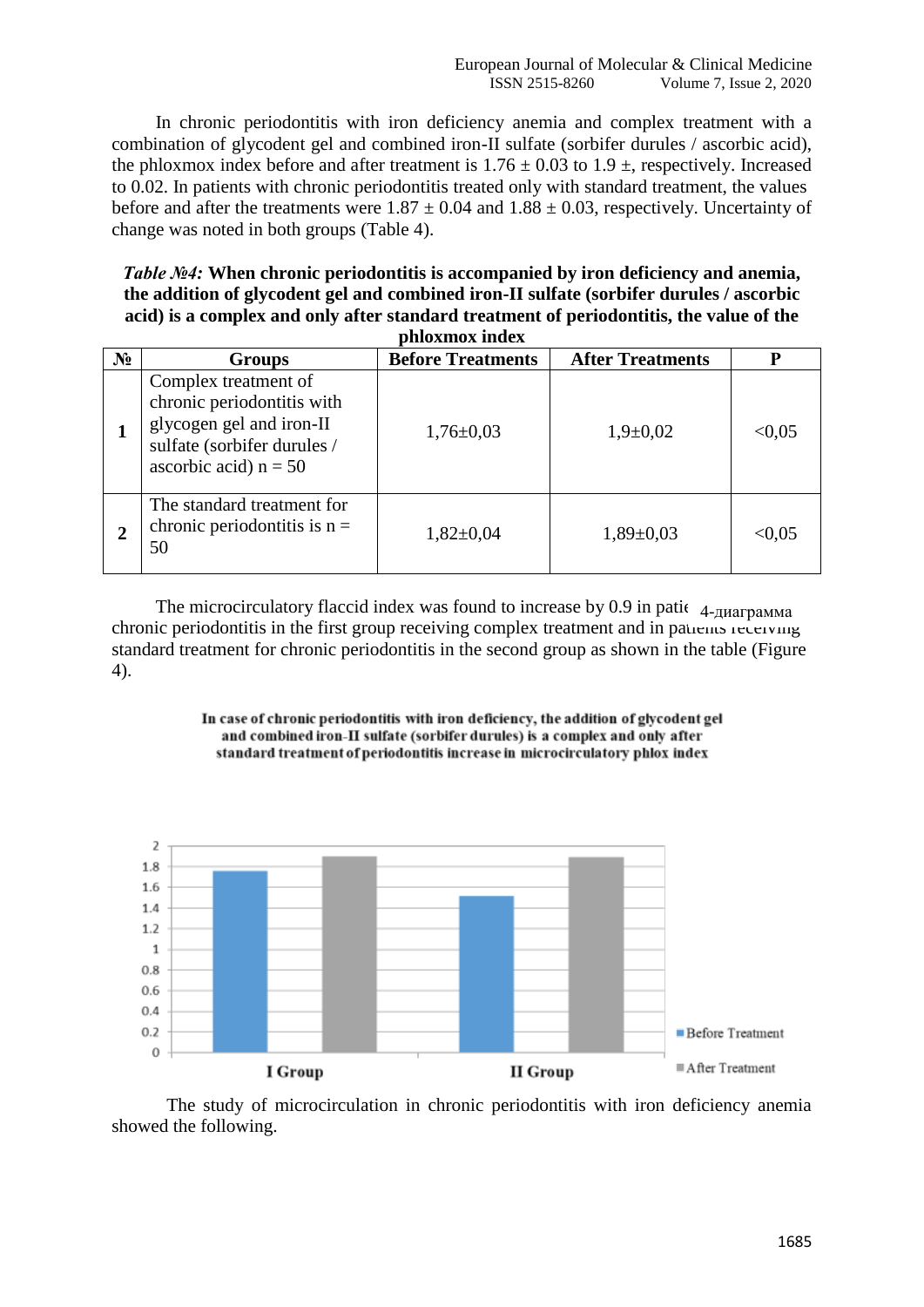In chronic periodontitis with iron deficiency anemia and complex treatment with a combination of glycodent gel and combined iron-II sulfate (sorbifer durules / ascorbic acid), the phloxmox index before and after treatment is $1.76 \pm 0.03$ to $1.9 \pm$, respectively. Increased to 0.02. In patients with chronic periodontitis treated only with standard treatment, the values before and after the treatments were $1.87 \pm 0.04$ and $1.88 \pm 0.03$, respectively. Uncertainty of change was noted in both groups (Table 4).

***Table №4:* When chronic periodontitis is accompanied by iron deficiency and anemia, the addition of glycodent gel and combined iron-II sulfate (sorbifer durules / ascorbic acid) is a complex and only after standard treatment of periodontitis, the value of the phloxmox index**

| № | Groups | Before Treatments | After Treatments | P |
|---|---|---|---|---|
| **1** | Complex treatment of chronic periodontitis with glycogen gel and iron-II sulfate (sorbifer durules / ascorbic acid) n = 50 | 1,76±0,03 | 1,9±0,02 | <0,05 |
| **2** | The standard treatment for chronic periodontitis is n = 50 | 1,82±0,04 | 1,89±0,03 | <0,05 |

The microcirculatory flaccid index was found to increase by 0.9 in patie 4-диаграмма chronic periodontitis in the first group receiving complex treatment and in patients receiving standard treatment for chronic periodontitis in the second group as shown in the table (Figure 4).

**In case of chronic periodontitis with iron deficiency, the addition of glycodent gel and combined iron-II sulfate (sorbifer durules) is a complex and only after standard treatment of periodontitis increase in microcirculatory phlox index**

The study of microcirculation in chronic periodontitis with iron deficiency anemia showed the following.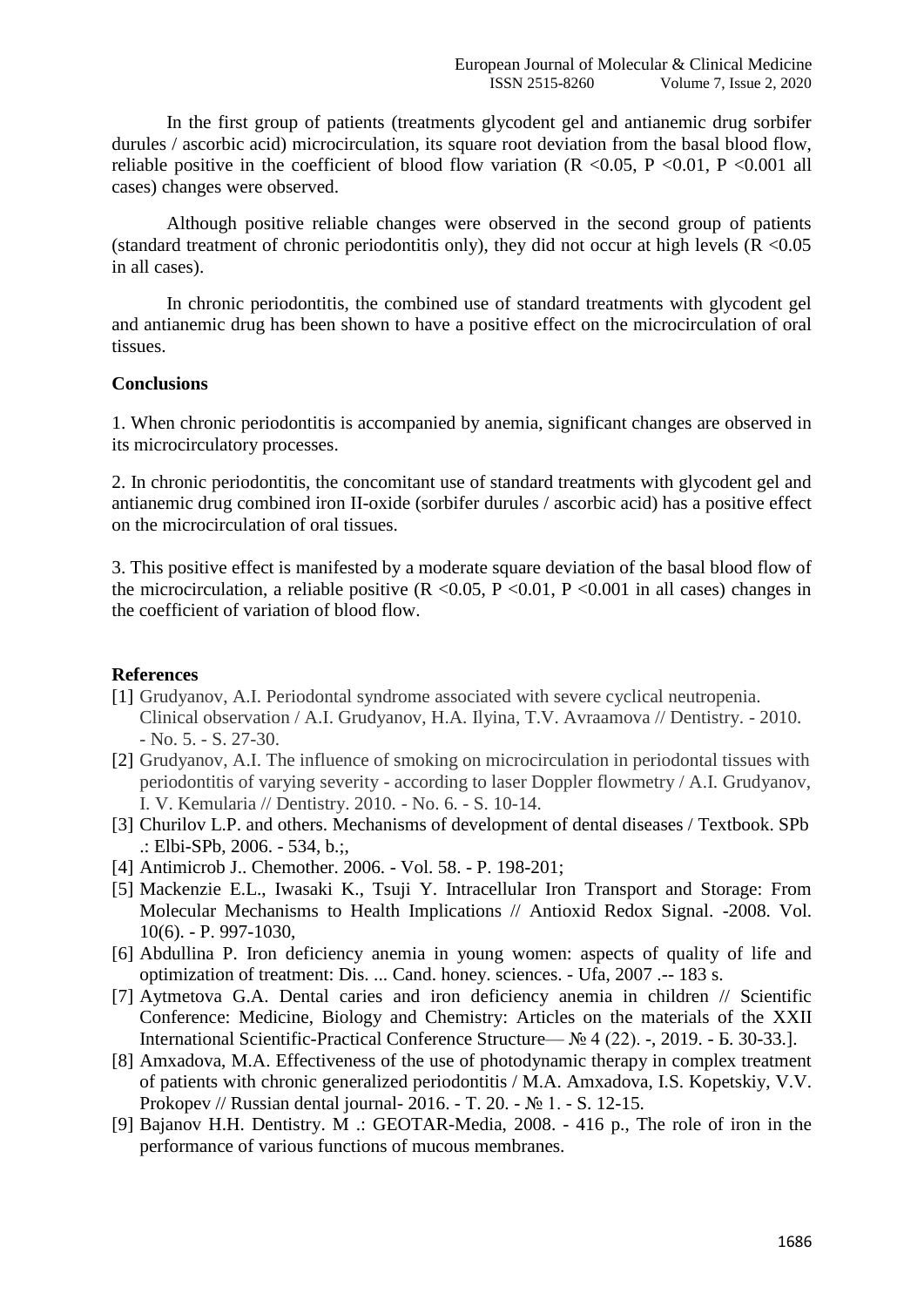In the first group of patients (treatments glycodent gel and antianemic drug sorbifer durules / ascorbic acid) microcirculation, its square root deviation from the basal blood flow, reliable positive in the coefficient of blood flow variation ($R < 0.05$, $P < 0.01$, $P < 0.001$ all cases) changes were observed.

Although positive reliable changes were observed in the second group of patients (standard treatment of chronic periodontitis only), they did not occur at high levels ($R < 0.05$ in all cases).

In chronic periodontitis, the combined use of standard treatments with glycodent gel and antianemic drug has been shown to have a positive effect on the microcirculation of oral tissues.

## Conclusions

1. When chronic periodontitis is accompanied by anemia, significant changes are observed in its microcirculatory processes.

2. In chronic periodontitis, the concomitant use of standard treatments with glycodent gel and antianemic drug combined iron II-oxide (sorbifer durules / ascorbic acid) has a positive effect on the microcirculation of oral tissues.

3. This positive effect is manifested by a moderate square deviation of the basal blood flow of the microcirculation, a reliable positive ($R < 0.05$, $P < 0.01$, $P < 0.001$ in all cases) changes in the coefficient of variation of blood flow.

## References

[1] Grudyanov, A.I. Periodontal syndrome associated with severe cyclical neutropenia. Clinical observation / A.I. Grudyanov, H.A. Ilyina, T.V. Avraamova // Dentistry. - 2010. - No. 5. - S. 27-30.

[2] Grudyanov, A.I. The influence of smoking on microcirculation in periodontal tissues with periodontitis of varying severity - according to laser Doppler flowmetry / A.I. Grudyanov, I. V. Kemularia // Dentistry. 2010. - No. 6. - S. 10-14.

[3] Churilov L.P. and others. Mechanisms of development of dental diseases / Textbook. SPb .: Elbi-SPb, 2006. - 534, b.;,

[4] Antimicrob J.. Chemother. 2006. - Vol. 58. - P. 198-201;

[5] Mackenzie E.L., Iwasaki K., Tsuji Y. Intracellular Iron Transport and Storage: From Molecular Mechanisms to Health Implications // Antioxid Redox Signal. -2008. Vol. 10(6). - P. 997-1030,

[6] Abdullina P. Iron deficiency anemia in young women: aspects of quality of life and optimization of treatment: Dis. ... Cand. honey. sciences. - Ufa, 2007 .-- 183 s.

[7] Aytmetova G.A. Dental caries and iron deficiency anemia in children // Scientific Conference: Medicine, Biology and Chemistry: Articles on the materials of the XXII International Scientific-Practical Conference Structure— № 4 (22). -, 2019. - Б. 30-33.].

[8] Amxadova, M.A. Effectiveness of the use of photodynamic therapy in complex treatment of patients with chronic generalized periodontitis / M.A. Amxadova, I.S. Kopetskiy, V.V. Prokopev // Russian dental journal- 2016. - T. 20. - № 1. - S. 12-15.

[9] Bajanov H.H. Dentistry. M .: GEOTAR-Media, 2008. - 416 p., The role of iron in the performance of various functions of mucous membranes.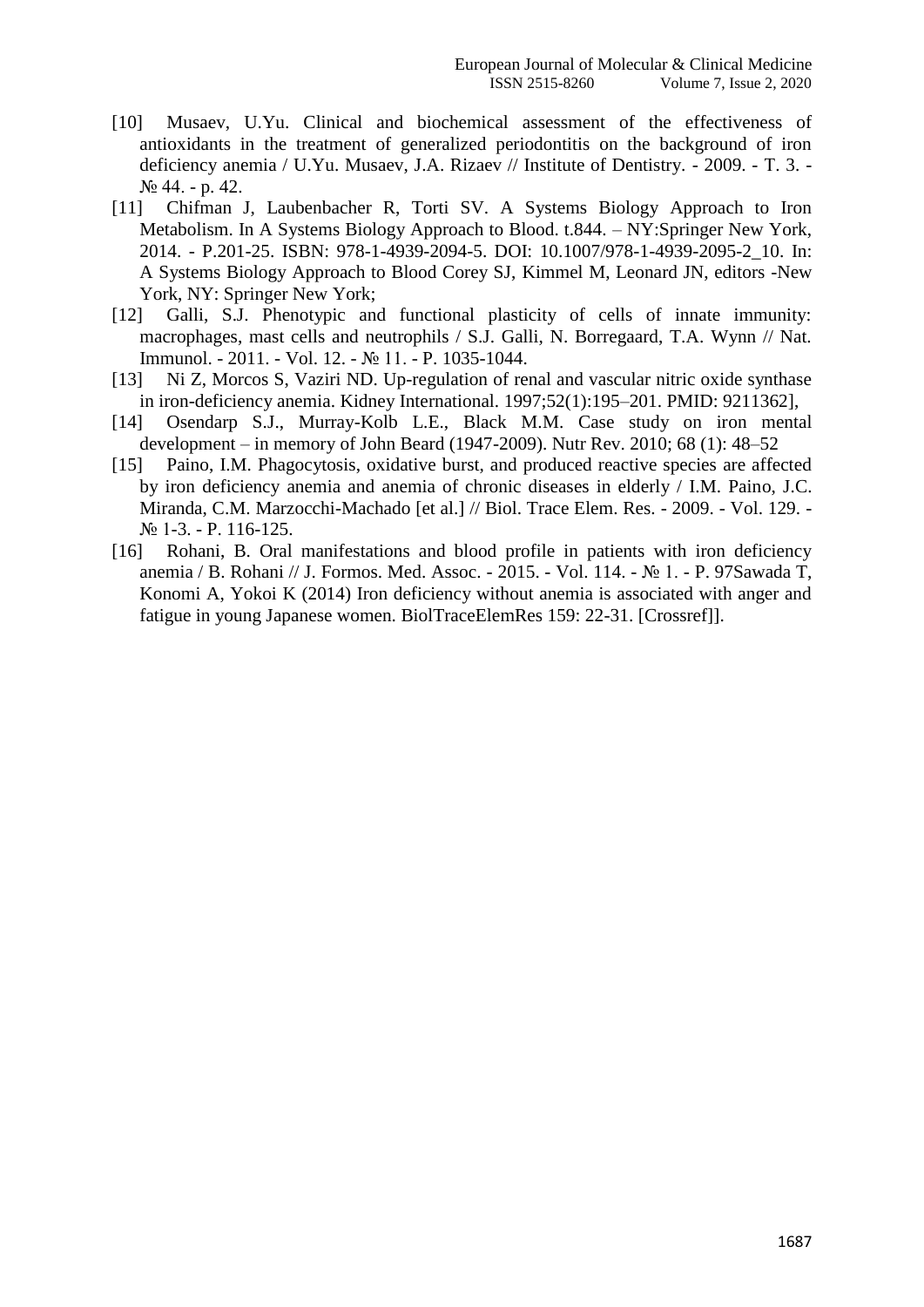[10] Musaev, U.Yu. Clinical and biochemical assessment of the effectiveness of antioxidants in the treatment of generalized periodontitis on the background of iron deficiency anemia / U.Yu. Musaev, J.A. Rizaev // Institute of Dentistry. - 2009. - T. 3. - № 44. - p. 42.

[11] Chifman J, Laubenbacher R, Torti SV. A Systems Biology Approach to Iron Metabolism. In A Systems Biology Approach to Blood. t.844. – NY:Springer New York, 2014. - P.201-25. ISBN: 978-1-4939-2094-5. DOI: 10.1007/978-1-4939-2095-2_10. In: A Systems Biology Approach to Blood Corey SJ, Kimmel M, Leonard JN, editors -New York, NY: Springer New York;

[12] Galli, S.J. Phenotypic and functional plasticity of cells of innate immunity: macrophages, mast cells and neutrophils / S.J. Galli, N. Borregaard, T.A. Wynn // Nat. Immunol. - 2011. - Vol. 12. - № 11. - P. 1035-1044.

[13] Ni Z, Morcos S, Vaziri ND. Up-regulation of renal and vascular nitric oxide synthase in iron-deficiency anemia. Kidney International. 1997;52(1):195–201. PMID: 9211362],

[14] Osendarp S.J., Murray-Kolb L.E., Black M.M. Case study on iron mental development – in memory of John Beard (1947-2009). Nutr Rev. 2010; 68 (1): 48–52

[15] Paino, I.M. Phagocytosis, oxidative burst, and produced reactive species are affected by iron deficiency anemia and anemia of chronic diseases in elderly / I.M. Paino, J.C. Miranda, C.M. Marzocchi-Machado [et al.] // Biol. Trace Elem. Res. - 2009. - Vol. 129. - № 1-3. - P. 116-125.

[16] Rohani, B. Oral manifestations and blood profile in patients with iron deficiency anemia / B. Rohani // J. Formos. Med. Assoc. - 2015. - Vol. 114. - № 1. - P. 97Sawada T, Konomi A, Yokoi K (2014) Iron deficiency without anemia is associated with anger and fatigue in young Japanese women. BiolTraceElemRes 159: 22-31. [Crossref]].